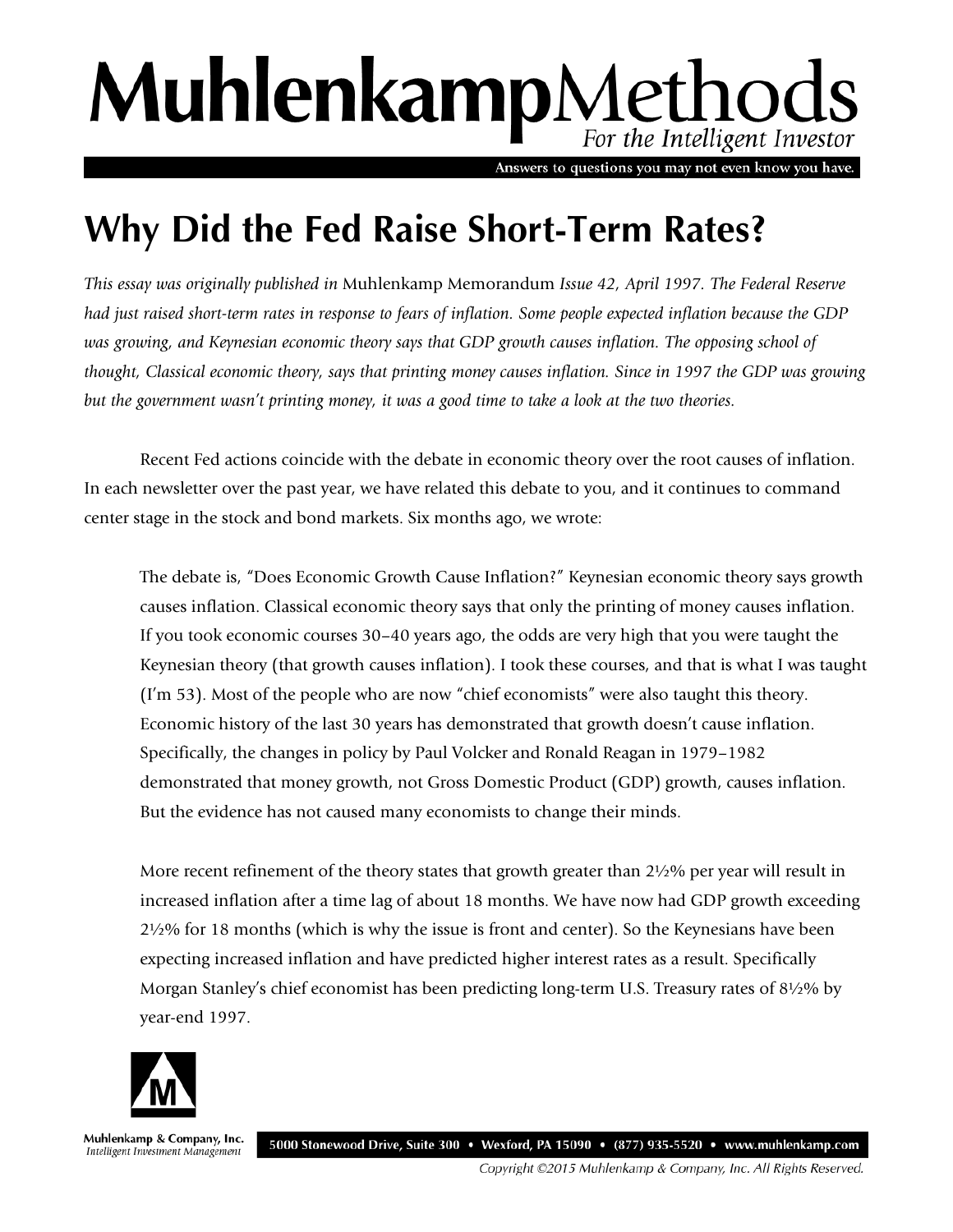# MuhlenkampMethods

*For the Intelligent Investor*

Answers to questions you may not even know you have.

## Why Did the Fed Raise Short-Term Rates?

*This essay was originally published in* Muhlenkamp Memorandum *Issue 42, April 1997. The Federal Reserve had just raised short-term rates in response to fears of inflation. Some people expected inflation because the GDP was growing, and Keynesian economic theory says that GDP growth causes inflation. The opposing school of thought, Classical economic theory, says that printing money causes inflation. Since in 1997 the GDP was growing but the government wasn't printing money, it was a good time to take a look at the two theories.*

Recent Fed actions coincide with the debate in economic theory over the root causes of inflation. In each newsletter over the past year, we have related this debate to you, and it continues to command center stage in the stock and bond markets. Six months ago, we wrote:

> The debate is, "Does Economic Growth Cause Inflation?" Keynesian economic theory says growth causes inflation. Classical economic theory says that only the printing of money causes inflation. If you took economic courses 30–40 years ago, the odds are very high that you were taught the Keynesian theory (that growth causes inflation). I took these courses, and that is what I was taught (I'm 53). Most of the people who are now "chief economists" were also taught this theory. Economic history of the last 30 years has demonstrated that growth doesn't cause inflation. Specifically, the changes in policy by Paul Volcker and Ronald Reagan in 1979–1982 demonstrated that money growth, not Gross Domestic Product (GDP) growth, causes inflation. But the evidence has not caused many economists to change their minds.
>
> More recent refinement of the theory states that growth greater than 2½% per year will result in increased inflation after a time lag of about 18 months. We have now had GDP growth exceeding 2½% for 18 months (which is why the issue is front and center). So the Keynesians have been expecting increased inflation and have predicted higher interest rates as a result. Specifically Morgan Stanley's chief economist has been predicting long-term U.S. Treasury rates of 8½% by year-end 1997.

Muhlenkamp & Company, Inc.
*Intelligent Investment Management*

5000 Stonewood Drive, Suite 300 • Wexford, PA 15090 • (877) 935-5520 • www.muhlenkamp.com

*Copyright ©2015 Muhlenkamp & Company, Inc. All Rights Reserved.*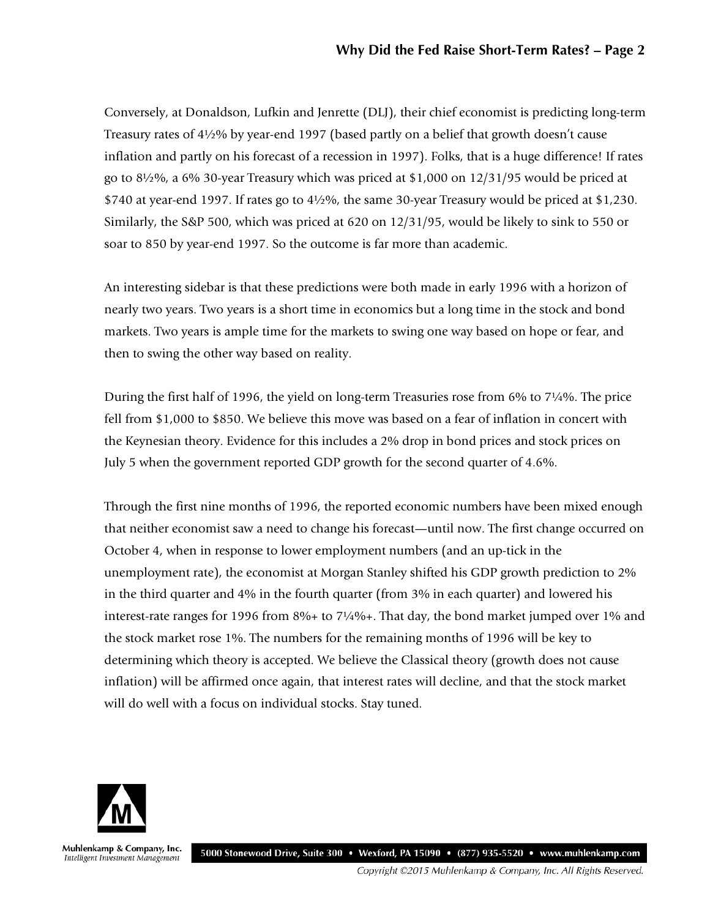Conversely, at Donaldson, Lufkin and Jenrette (DLJ), their chief economist is predicting long-term Treasury rates of 4½% by year-end 1997 (based partly on a belief that growth doesn't cause inflation and partly on his forecast of a recession in 1997). Folks, that is a huge difference! If rates go to 8½%, a 6% 30-year Treasury which was priced at $1,000 on 12/31/95 would be priced at $740 at year-end 1997. If rates go to 4½%, the same 30-year Treasury would be priced at $1,230. Similarly, the S&P 500, which was priced at 620 on 12/31/95, would be likely to sink to 550 or soar to 850 by year-end 1997. So the outcome is far more than academic.

An interesting sidebar is that these predictions were both made in early 1996 with a horizon of nearly two years. Two years is a short time in economics but a long time in the stock and bond markets. Two years is ample time for the markets to swing one way based on hope or fear, and then to swing the other way based on reality.

During the first half of 1996, the yield on long-term Treasuries rose from 6% to 7¼%. The price fell from $1,000 to $850. We believe this move was based on a fear of inflation in concert with the Keynesian theory. Evidence for this includes a 2% drop in bond prices and stock prices on July 5 when the government reported GDP growth for the second quarter of 4.6%.

Through the first nine months of 1996, the reported economic numbers have been mixed enough that neither economist saw a need to change his forecast—until now. The first change occurred on October 4, when in response to lower employment numbers (and an up-tick in the unemployment rate), the economist at Morgan Stanley shifted his GDP growth prediction to 2% in the third quarter and 4% in the fourth quarter (from 3% in each quarter) and lowered his interest-rate ranges for 1996 from 8%+ to 7¼%+. That day, the bond market jumped over 1% and the stock market rose 1%. The numbers for the remaining months of 1996 will be key to determining which theory is accepted. We believe the Classical theory (growth does not cause inflation) will be affirmed once again, that interest rates will decline, and that the stock market will do well with a focus on individual stocks. Stay tuned.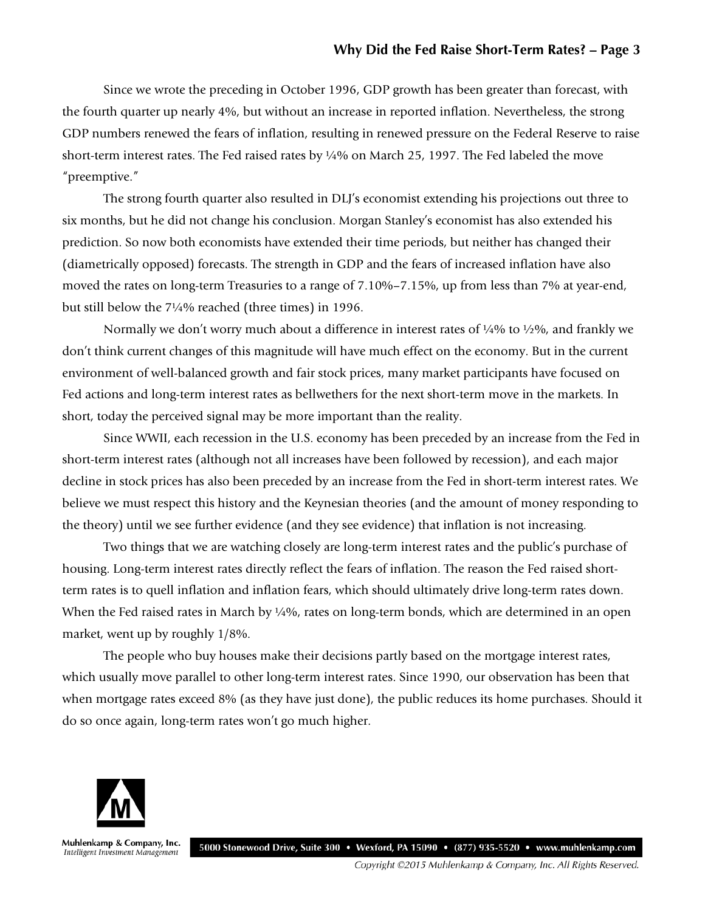Since we wrote the preceding in October 1996, GDP growth has been greater than forecast, with the fourth quarter up nearly 4%, but without an increase in reported inflation. Nevertheless, the strong GDP numbers renewed the fears of inflation, resulting in renewed pressure on the Federal Reserve to raise short-term interest rates. The Fed raised rates by ¼% on March 25, 1997. The Fed labeled the move "preemptive."

The strong fourth quarter also resulted in DLJ's economist extending his projections out three to six months, but he did not change his conclusion. Morgan Stanley's economist has also extended his prediction. So now both economists have extended their time periods, but neither has changed their (diametrically opposed) forecasts. The strength in GDP and the fears of increased inflation have also moved the rates on long-term Treasuries to a range of 7.10%–7.15%, up from less than 7% at year-end, but still below the 7¼% reached (three times) in 1996.

Normally we don't worry much about a difference in interest rates of ¼% to ½%, and frankly we don't think current changes of this magnitude will have much effect on the economy. But in the current environment of well-balanced growth and fair stock prices, many market participants have focused on Fed actions and long-term interest rates as bellwethers for the next short-term move in the markets. In short, today the perceived signal may be more important than the reality.

Since WWII, each recession in the U.S. economy has been preceded by an increase from the Fed in short-term interest rates (although not all increases have been followed by recession), and each major decline in stock prices has also been preceded by an increase from the Fed in short-term interest rates. We believe we must respect this history and the Keynesian theories (and the amount of money responding to the theory) until we see further evidence (and they see evidence) that inflation is not increasing.

Two things that we are watching closely are long-term interest rates and the public's purchase of housing. Long-term interest rates directly reflect the fears of inflation. The reason the Fed raised short-term rates is to quell inflation and inflation fears, which should ultimately drive long-term rates down. When the Fed raised rates in March by ¼%, rates on long-term bonds, which are determined in an open market, went up by roughly 1/8%.

The people who buy houses make their decisions partly based on the mortgage interest rates, which usually move parallel to other long-term interest rates. Since 1990, our observation has been that when mortgage rates exceed 8% (as they have just done), the public reduces its home purchases. Should it do so once again, long-term rates won't go much higher.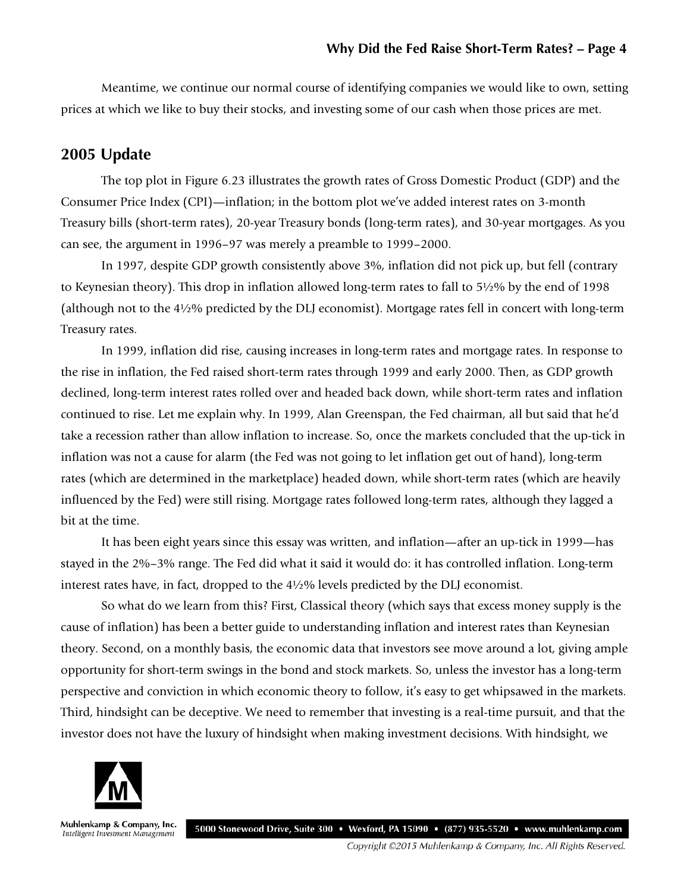Meantime, we continue our normal course of identifying companies we would like to own, setting prices at which we like to buy their stocks, and investing some of our cash when those prices are met.

## 2005 Update

The top plot in Figure 6.23 illustrates the growth rates of Gross Domestic Product (GDP) and the Consumer Price Index (CPI)—inflation; in the bottom plot we've added interest rates on 3-month Treasury bills (short-term rates), 20-year Treasury bonds (long-term rates), and 30-year mortgages. As you can see, the argument in 1996–97 was merely a preamble to 1999–2000.

In 1997, despite GDP growth consistently above 3%, inflation did not pick up, but fell (contrary to Keynesian theory). This drop in inflation allowed long-term rates to fall to 5½% by the end of 1998 (although not to the 4½% predicted by the DLJ economist). Mortgage rates fell in concert with long-term Treasury rates.

In 1999, inflation did rise, causing increases in long-term rates and mortgage rates. In response to the rise in inflation, the Fed raised short-term rates through 1999 and early 2000. Then, as GDP growth declined, long-term interest rates rolled over and headed back down, while short-term rates and inflation continued to rise. Let me explain why. In 1999, Alan Greenspan, the Fed chairman, all but said that he'd take a recession rather than allow inflation to increase. So, once the markets concluded that the up-tick in inflation was not a cause for alarm (the Fed was not going to let inflation get out of hand), long-term rates (which are determined in the marketplace) headed down, while short-term rates (which are heavily influenced by the Fed) were still rising. Mortgage rates followed long-term rates, although they lagged a bit at the time.

It has been eight years since this essay was written, and inflation—after an up-tick in 1999—has stayed in the 2%–3% range. The Fed did what it said it would do: it has controlled inflation. Long-term interest rates have, in fact, dropped to the 4½% levels predicted by the DLJ economist.

So what do we learn from this? First, Classical theory (which says that excess money supply is the cause of inflation) has been a better guide to understanding inflation and interest rates than Keynesian theory. Second, on a monthly basis, the economic data that investors see move around a lot, giving ample opportunity for short-term swings in the bond and stock markets. So, unless the investor has a long-term perspective and conviction in which economic theory to follow, it's easy to get whipsawed in the markets. Third, hindsight can be deceptive. We need to remember that investing is a real-time pursuit, and that the investor does not have the luxury of hindsight when making investment decisions. With hindsight, we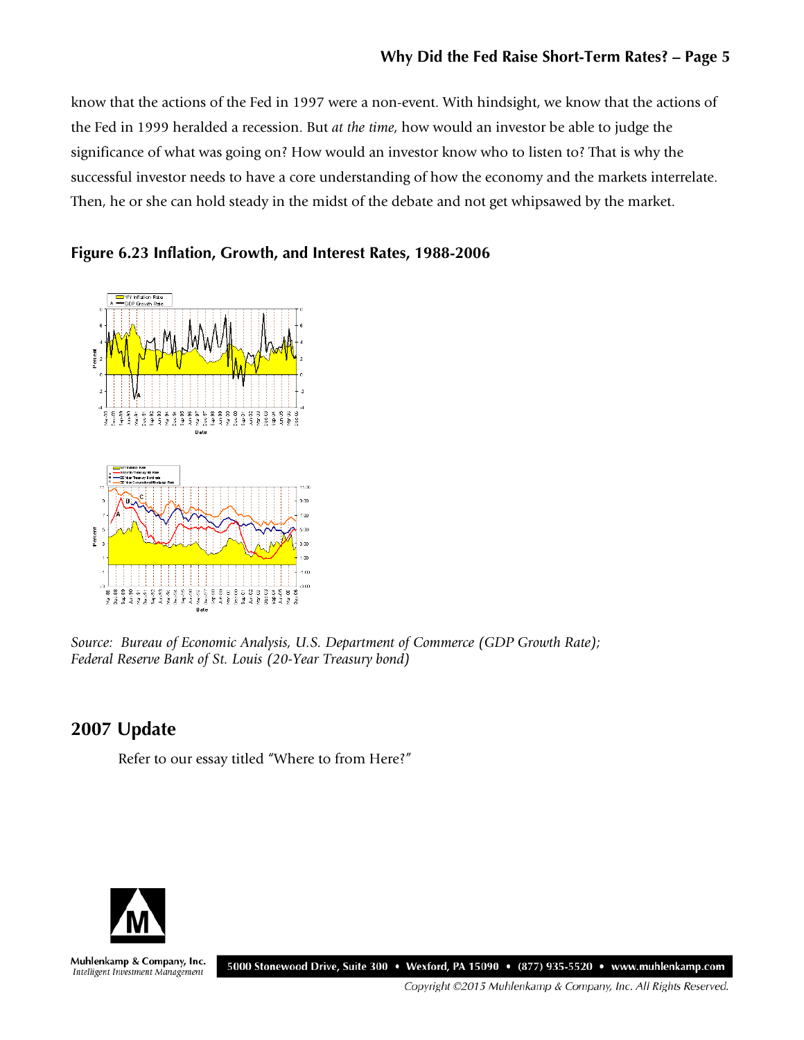know that the actions of the Fed in 1997 were a non-event. With hindsight, we know that the actions of the Fed in 1999 heralded a recession. But *at the time*, how would an investor be able to judge the significance of what was going on? How would an investor know who to listen to? That is why the successful investor needs to have a core understanding of how the economy and the markets interrelate. Then, he or she can hold steady in the midst of the debate and not get whipsawed by the market.

**Figure 6.23 Inflation, Growth, and Interest Rates, 1988-2006**

*Source: Bureau of Economic Analysis, U.S. Department of Commerce (GDP Growth Rate); Federal Reserve Bank of St. Louis (20-Year Treasury bond)*

## 2007 Update

Refer to our essay titled "Where to from Here?"